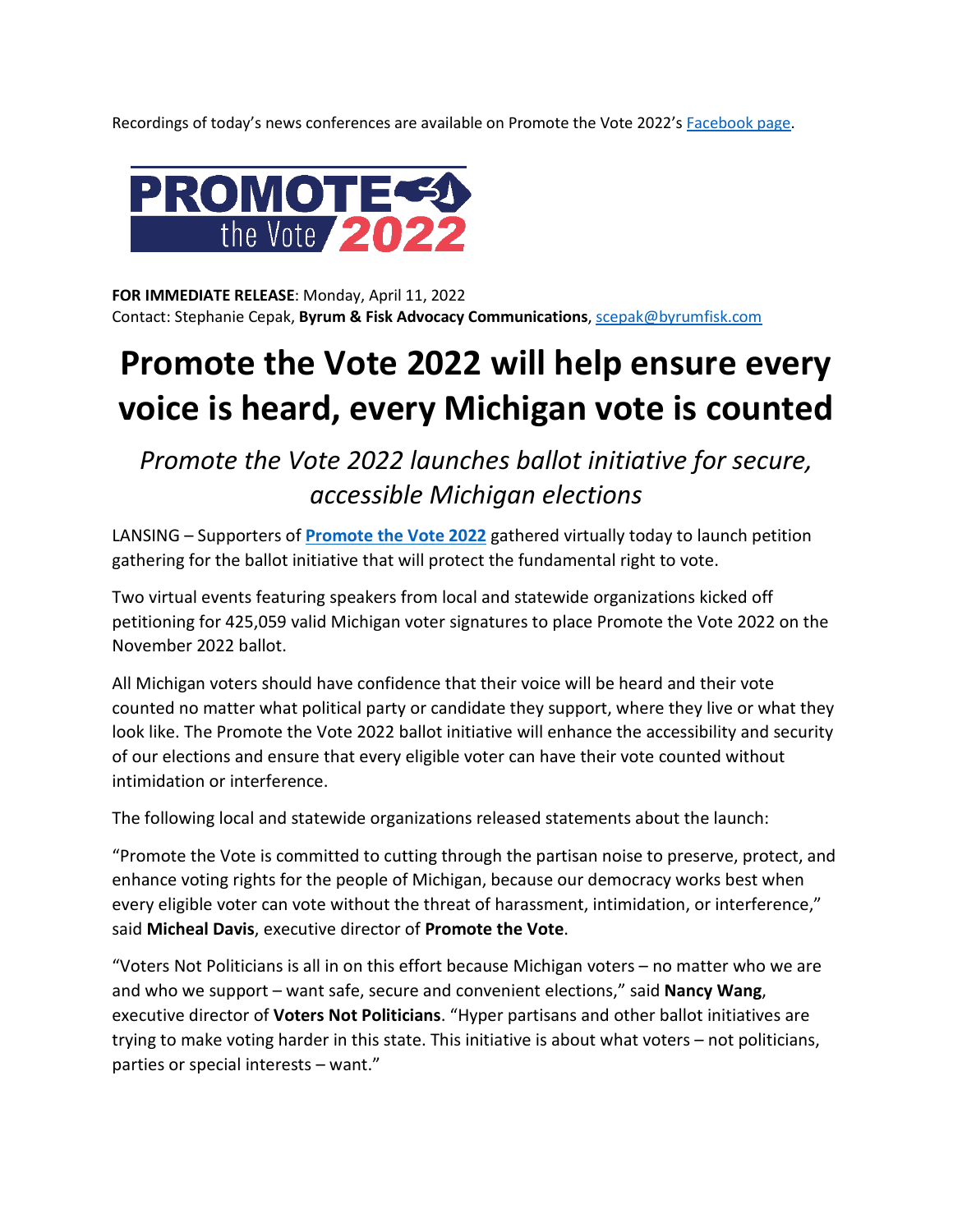Recordings of today's news conferences are available on Promote the Vote 2022's [Facebook page](#).

PROMOTE the Vote 2022

**FOR IMMEDIATE RELEASE**: Monday, April 11, 2022
Contact: Stephanie Cepak, **Byrum & Fisk Advocacy Communications**, scepak@byrumfisk.com

# Promote the Vote 2022 will help ensure every voice is heard, every Michigan vote is counted

## *Promote the Vote 2022 launches ballot initiative for secure, accessible Michigan elections*

LANSING – Supporters of **Promote the Vote 2022** gathered virtually today to launch petition gathering for the ballot initiative that will protect the fundamental right to vote.

Two virtual events featuring speakers from local and statewide organizations kicked off petitioning for 425,059 valid Michigan voter signatures to place Promote the Vote 2022 on the November 2022 ballot.

All Michigan voters should have confidence that their voice will be heard and their vote counted no matter what political party or candidate they support, where they live or what they look like. The Promote the Vote 2022 ballot initiative will enhance the accessibility and security of our elections and ensure that every eligible voter can have their vote counted without intimidation or interference.

The following local and statewide organizations released statements about the launch:

"Promote the Vote is committed to cutting through the partisan noise to preserve, protect, and enhance voting rights for the people of Michigan, because our democracy works best when every eligible voter can vote without the threat of harassment, intimidation, or interference," said **Micheal Davis**, executive director of **Promote the Vote**.

"Voters Not Politicians is all in on this effort because Michigan voters – no matter who we are and who we support – want safe, secure and convenient elections," said **Nancy Wang**, executive director of **Voters Not Politicians**. "Hyper partisans and other ballot initiatives are trying to make voting harder in this state. This initiative is about what voters – not politicians, parties or special interests – want."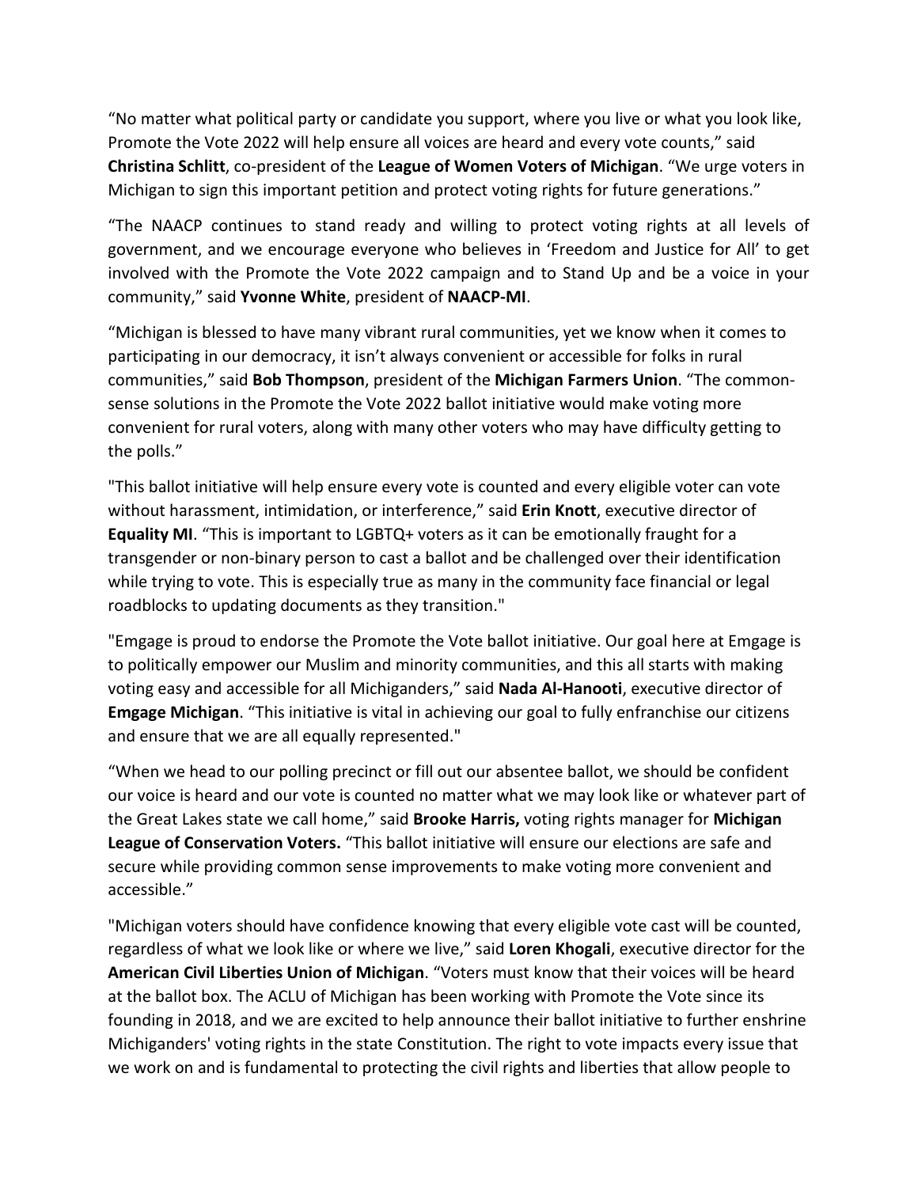“No matter what political party or candidate you support, where you live or what you look like, Promote the Vote 2022 will help ensure all voices are heard and every vote counts,” said **Christina Schlitt**, co-president of the **League of Women Voters of Michigan**. “We urge voters in Michigan to sign this important petition and protect voting rights for future generations.”

“The NAACP continues to stand ready and willing to protect voting rights at all levels of government, and we encourage everyone who believes in ‘Freedom and Justice for All’ to get involved with the Promote the Vote 2022 campaign and to Stand Up and be a voice in your community,” said **Yvonne White**, president of **NAACP-MI**.

“Michigan is blessed to have many vibrant rural communities, yet we know when it comes to participating in our democracy, it isn’t always convenient or accessible for folks in rural communities,” said **Bob Thompson**, president of the **Michigan Farmers Union**. “The common-sense solutions in the Promote the Vote 2022 ballot initiative would make voting more convenient for rural voters, along with many other voters who may have difficulty getting to the polls.”

"This ballot initiative will help ensure every vote is counted and every eligible voter can vote without harassment, intimidation, or interference,” said **Erin Knott**, executive director of **Equality MI**. “This is important to LGBTQ+ voters as it can be emotionally fraught for a transgender or non-binary person to cast a ballot and be challenged over their identification while trying to vote. This is especially true as many in the community face financial or legal roadblocks to updating documents as they transition."

"Emgage is proud to endorse the Promote the Vote ballot initiative. Our goal here at Emgage is to politically empower our Muslim and minority communities, and this all starts with making voting easy and accessible for all Michiganders,” said **Nada Al-Hanooti**, executive director of **Emgage Michigan**. “This initiative is vital in achieving our goal to fully enfranchise our citizens and ensure that we are all equally represented."

“When we head to our polling precinct or fill out our absentee ballot, we should be confident our voice is heard and our vote is counted no matter what we may look like or whatever part of the Great Lakes state we call home,” said **Brooke Harris,** voting rights manager for **Michigan League of Conservation Voters.** “This ballot initiative will ensure our elections are safe and secure while providing common sense improvements to make voting more convenient and accessible.”

"Michigan voters should have confidence knowing that every eligible vote cast will be counted, regardless of what we look like or where we live,” said **Loren Khogali**, executive director for the **American Civil Liberties Union of Michigan**. “Voters must know that their voices will be heard at the ballot box. The ACLU of Michigan has been working with Promote the Vote since its founding in 2018, and we are excited to help announce their ballot initiative to further enshrine Michiganders' voting rights in the state Constitution. The right to vote impacts every issue that we work on and is fundamental to protecting the civil rights and liberties that allow people to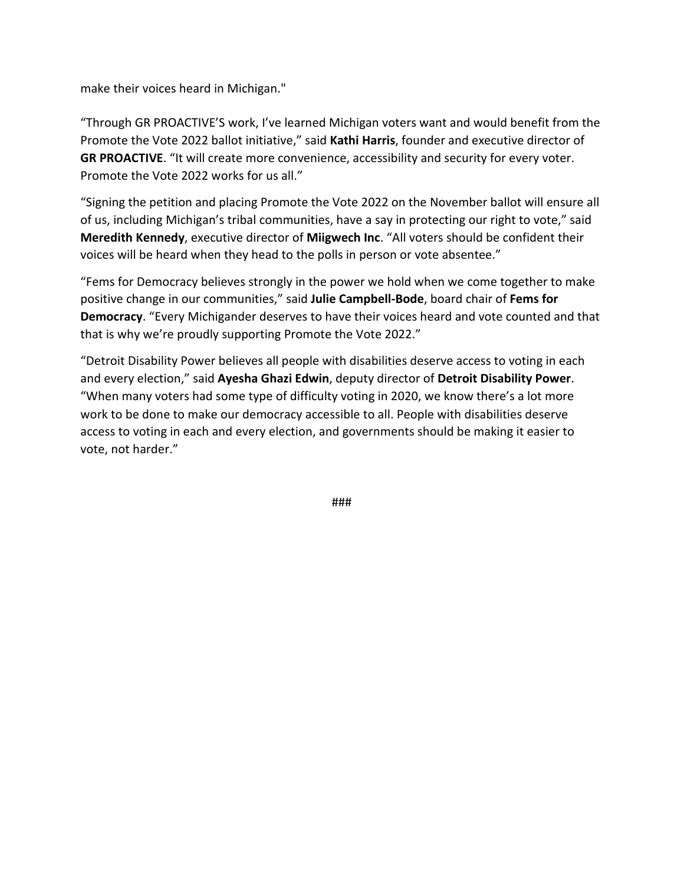make their voices heard in Michigan."

“Through GR PROACTIVE’S work, I’ve learned Michigan voters want and would benefit from the Promote the Vote 2022 ballot initiative,” said **Kathi Harris**, founder and executive director of **GR PROACTIVE**. “It will create more convenience, accessibility and security for every voter. Promote the Vote 2022 works for us all.”

“Signing the petition and placing Promote the Vote 2022 on the November ballot will ensure all of us, including Michigan’s tribal communities, have a say in protecting our right to vote,” said **Meredith Kennedy**, executive director of **Miigwech Inc**. “All voters should be confident their voices will be heard when they head to the polls in person or vote absentee.”

“Fems for Democracy believes strongly in the power we hold when we come together to make positive change in our communities,” said **Julie Campbell-Bode**, board chair of **Fems for Democracy**. “Every Michigander deserves to have their voices heard and vote counted and that that is why we’re proudly supporting Promote the Vote 2022.”

“Detroit Disability Power believes all people with disabilities deserve access to voting in each and every election,” said **Ayesha Ghazi Edwin**, deputy director of **Detroit Disability Power**. “When many voters had some type of difficulty voting in 2020, we know there’s a lot more work to be done to make our democracy accessible to all. People with disabilities deserve access to voting in each and every election, and governments should be making it easier to vote, not harder.”

###